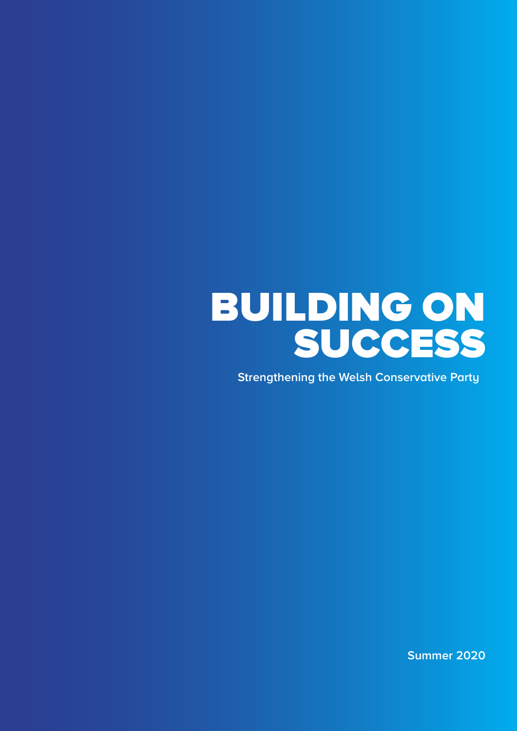# BUILDING ON SUCCESS

**Strengthening the Welsh Conservative Party**

**Summer 2020**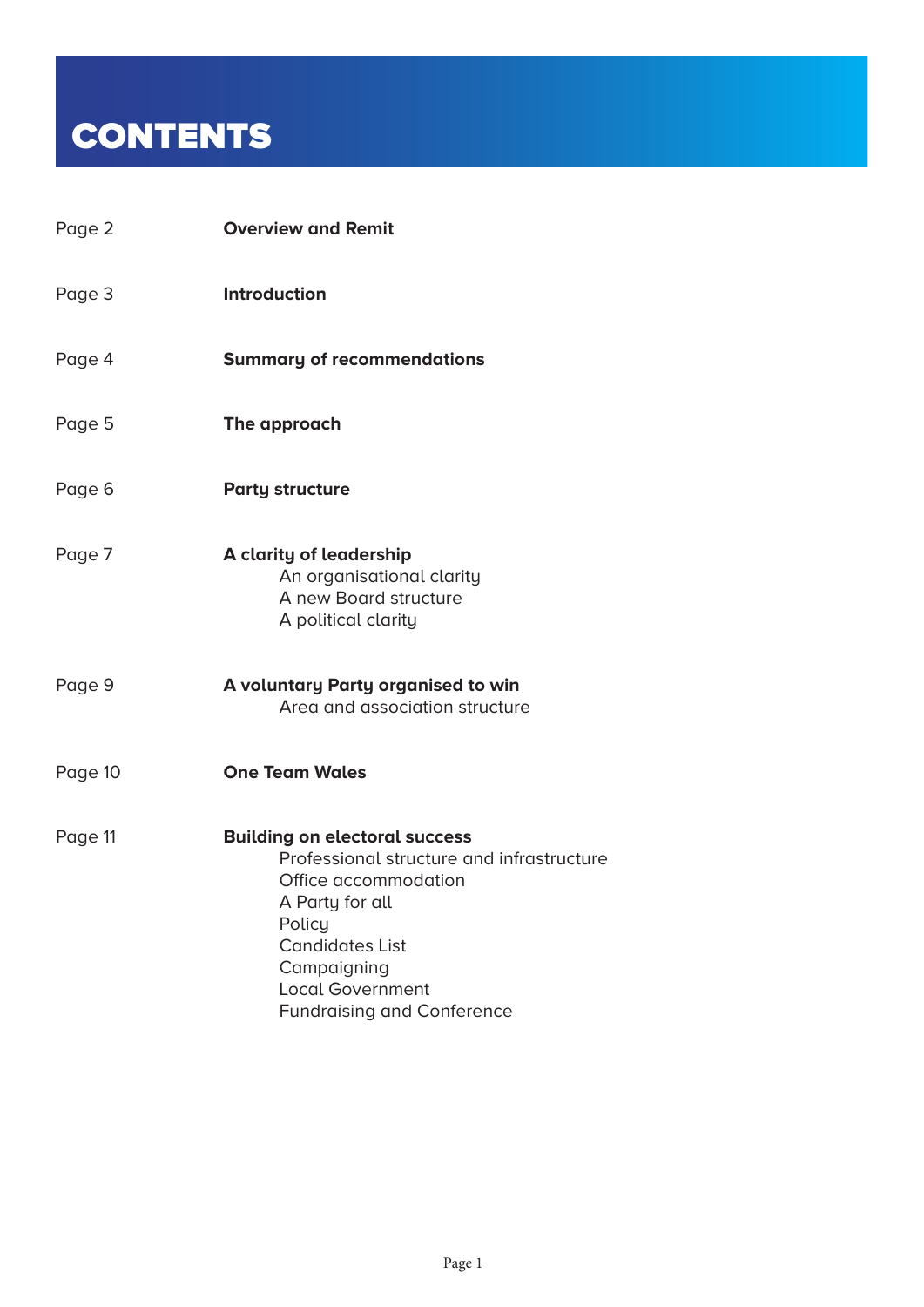# CONTENTS

| | |
|---|---|
| Page 2 | **Overview and Remit** |
| Page 3 | **Introduction** |
| Page 4 | **Summary of recommendations** |
| Page 5 | **The approach** |
| Page 6 | **Party structure** |
| Page 7 | **A clarity of leadership**<br>An organisational clarity<br>A new Board structure<br>A political clarity |
| Page 9 | **A voluntary Party organised to win**<br>Area and association structure |
| Page 10 | **One Team Wales** |
| Page 11 | **Building on electoral success**<br>Professional structure and infrastructure<br>Office accommodation<br>A Party for all<br>Policy<br>Candidates List<br>Campaigning<br>Local Government<br>Fundraising and Conference |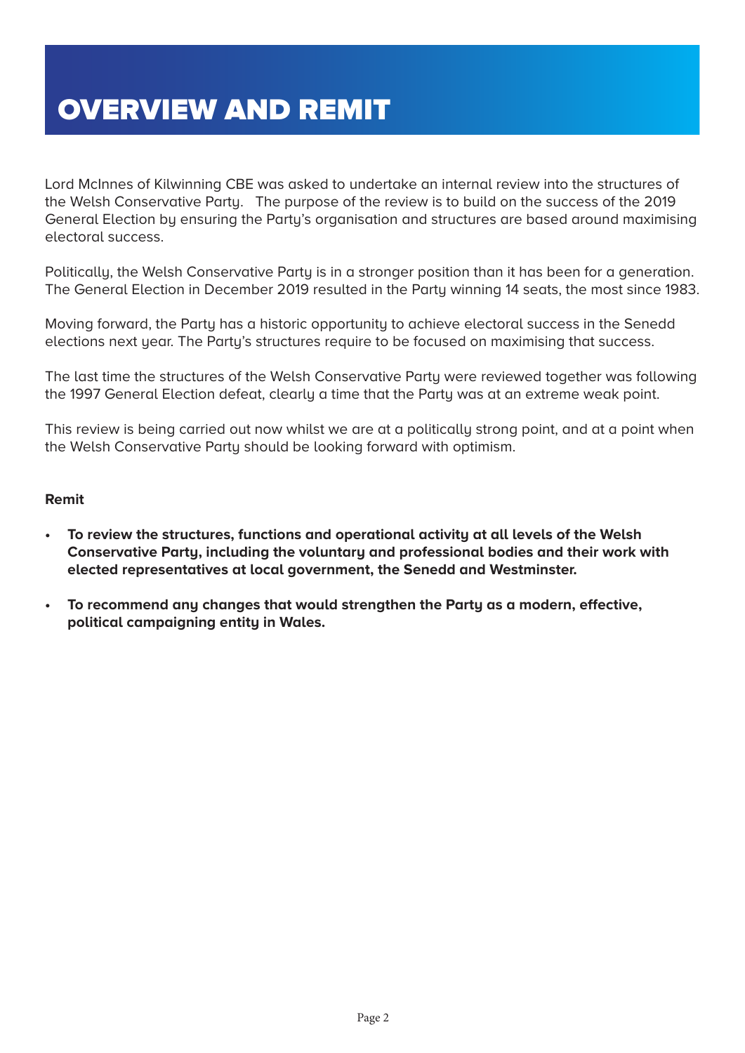# OVERVIEW AND REMIT

Lord McInnes of Kilwinning CBE was asked to undertake an internal review into the structures of the Welsh Conservative Party. The purpose of the review is to build on the success of the 2019 General Election by ensuring the Party's organisation and structures are based around maximising electoral success.

Politically, the Welsh Conservative Party is in a stronger position than it has been for a generation. The General Election in December 2019 resulted in the Party winning 14 seats, the most since 1983.

Moving forward, the Party has a historic opportunity to achieve electoral success in the Senedd elections next year. The Party's structures require to be focused on maximising that success.

The last time the structures of the Welsh Conservative Party were reviewed together was following the 1997 General Election defeat, clearly a time that the Party was at an extreme weak point.

This review is being carried out now whilst we are at a politically strong point, and at a point when the Welsh Conservative Party should be looking forward with optimism.

**Remit**

- **To review the structures, functions and operational activity at all levels of the Welsh Conservative Party, including the voluntary and professional bodies and their work with elected representatives at local government, the Senedd and Westminster.**
- **To recommend any changes that would strengthen the Party as a modern, effective, political campaigning entity in Wales.**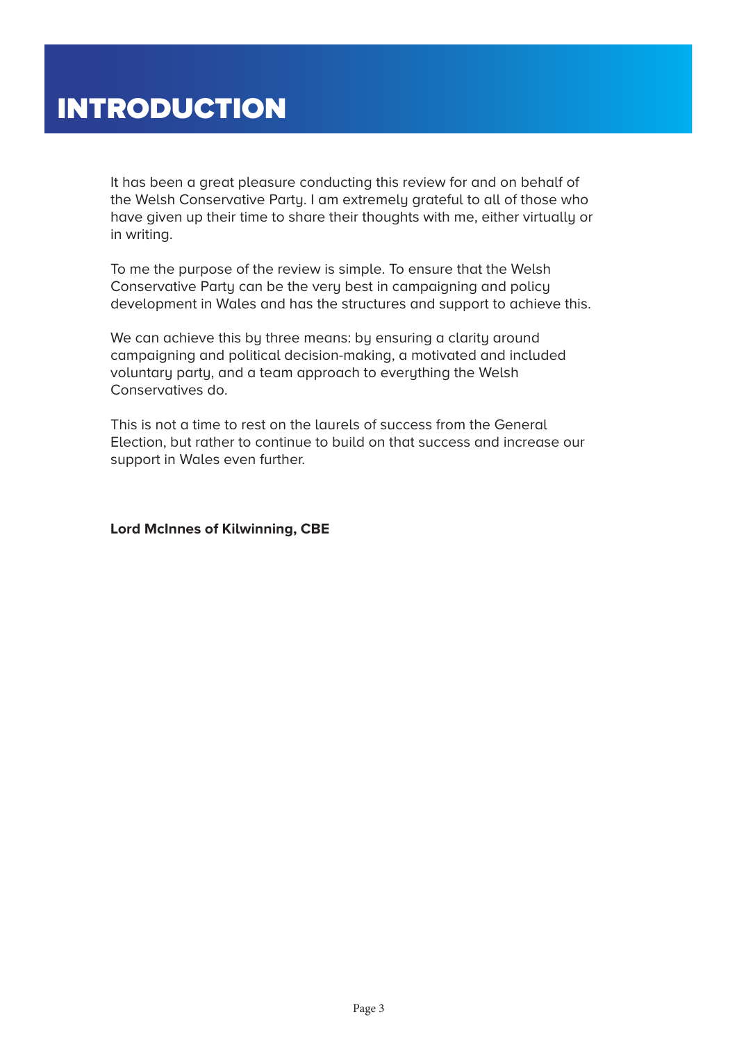# INTRODUCTION

It has been a great pleasure conducting this review for and on behalf of the Welsh Conservative Party. I am extremely grateful to all of those who have given up their time to share their thoughts with me, either virtually or in writing.

To me the purpose of the review is simple. To ensure that the Welsh Conservative Party can be the very best in campaigning and policy development in Wales and has the structures and support to achieve this.

We can achieve this by three means: by ensuring a clarity around campaigning and political decision-making, a motivated and included voluntary party, and a team approach to everything the Welsh Conservatives do.

This is not a time to rest on the laurels of success from the General Election, but rather to continue to build on that success and increase our support in Wales even further.

**Lord McInnes of Kilwinning, CBE**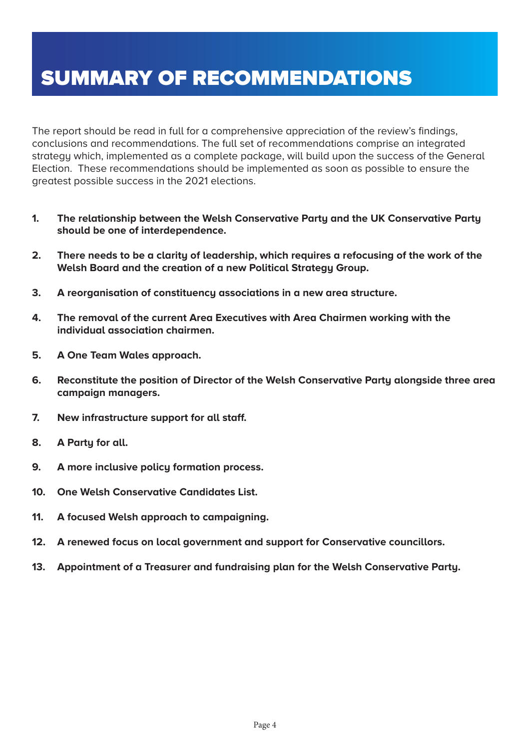# SUMMARY OF RECOMMENDATIONS

The report should be read in full for a comprehensive appreciation of the review's findings, conclusions and recommendations. The full set of recommendations comprise an integrated strategy which, implemented as a complete package, will build upon the success of the General Election. These recommendations should be implemented as soon as possible to ensure the greatest possible success in the 2021 elections.

1. **The relationship between the Welsh Conservative Party and the UK Conservative Party should be one of interdependence.**
2. **There needs to be a clarity of leadership, which requires a refocusing of the work of the Welsh Board and the creation of a new Political Strategy Group.**
3. **A reorganisation of constituency associations in a new area structure.**
4. **The removal of the current Area Executives with Area Chairmen working with the individual association chairmen.**
5. **A One Team Wales approach.**
6. **Reconstitute the position of Director of the Welsh Conservative Party alongside three area campaign managers.**
7. **New infrastructure support for all staff.**
8. **A Party for all.**
9. **A more inclusive policy formation process.**
10. **One Welsh Conservative Candidates List.**
11. **A focused Welsh approach to campaigning.**
12. **A renewed focus on local government and support for Conservative councillors.**
13. **Appointment of a Treasurer and fundraising plan for the Welsh Conservative Party.**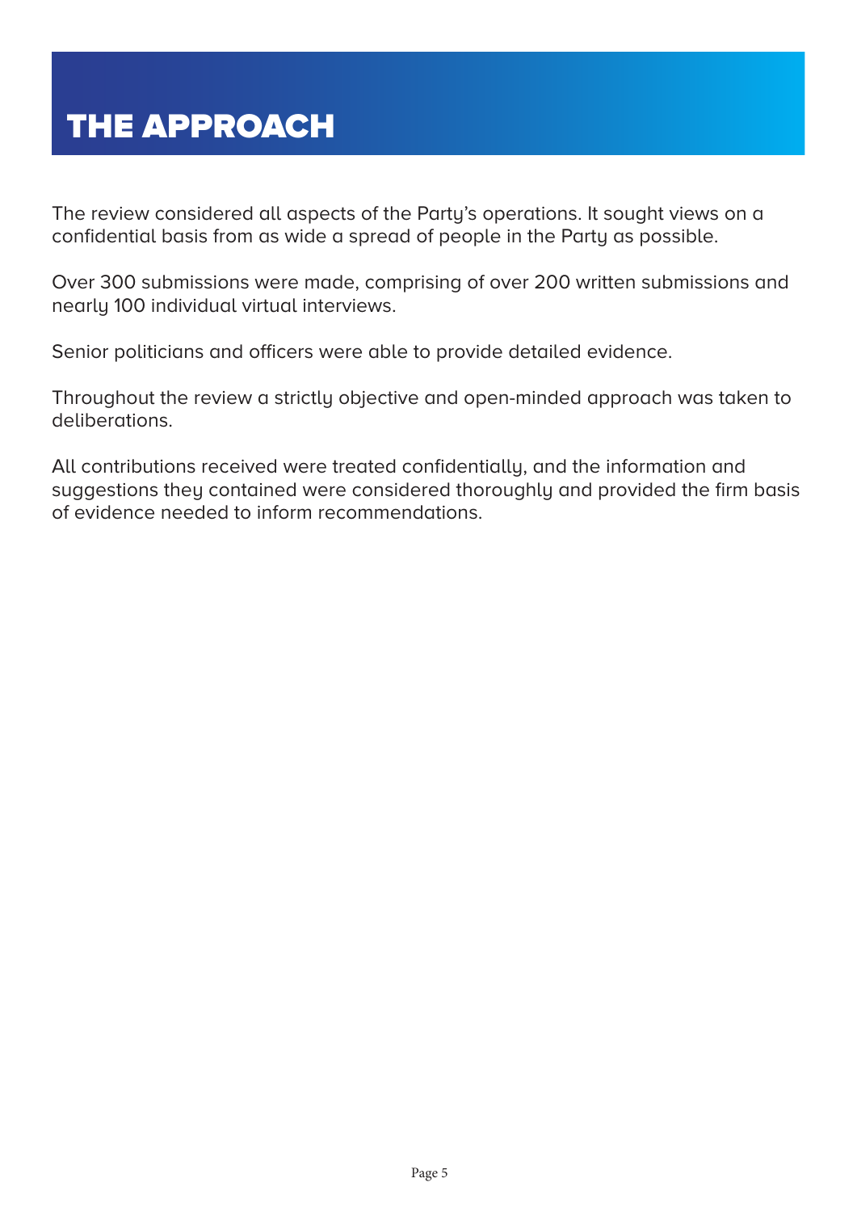# THE APPROACH

The review considered all aspects of the Party's operations. It sought views on a confidential basis from as wide a spread of people in the Party as possible.

Over 300 submissions were made, comprising of over 200 written submissions and nearly 100 individual virtual interviews.

Senior politicians and officers were able to provide detailed evidence.

Throughout the review a strictly objective and open-minded approach was taken to deliberations.

All contributions received were treated confidentially, and the information and suggestions they contained were considered thoroughly and provided the firm basis of evidence needed to inform recommendations.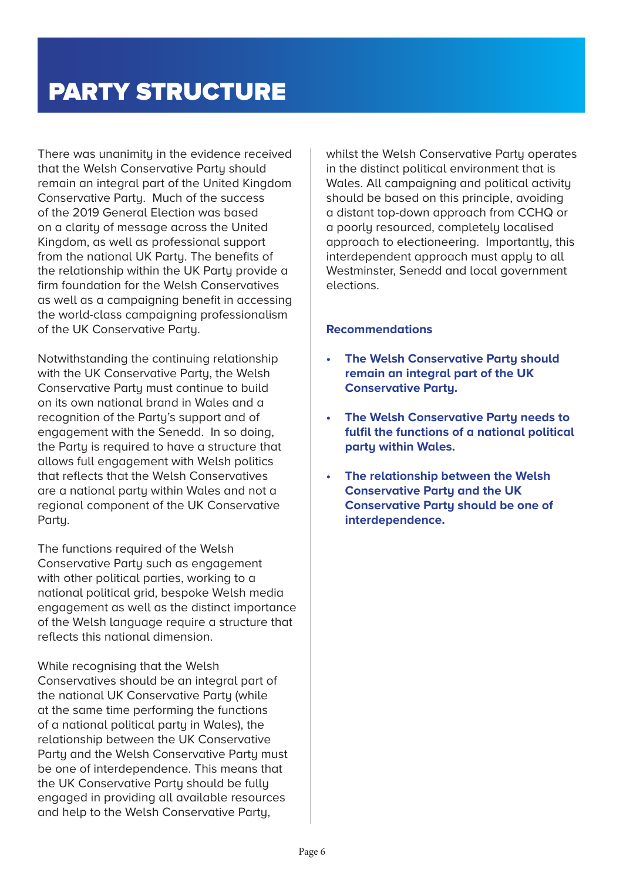# PARTY STRUCTURE

There was unanimity in the evidence received that the Welsh Conservative Party should remain an integral part of the United Kingdom Conservative Party. Much of the success of the 2019 General Election was based on a clarity of message across the United Kingdom, as well as professional support from the national UK Party. The benefits of the relationship within the UK Party provide a firm foundation for the Welsh Conservatives as well as a campaigning benefit in accessing the world-class campaigning professionalism of the UK Conservative Party.

Notwithstanding the continuing relationship with the UK Conservative Party, the Welsh Conservative Party must continue to build on its own national brand in Wales and a recognition of the Party's support and of engagement with the Senedd. In so doing, the Party is required to have a structure that allows full engagement with Welsh politics that reflects that the Welsh Conservatives are a national party within Wales and not a regional component of the UK Conservative Party.

The functions required of the Welsh Conservative Party such as engagement with other political parties, working to a national political grid, bespoke Welsh media engagement as well as the distinct importance of the Welsh language require a structure that reflects this national dimension.

While recognising that the Welsh Conservatives should be an integral part of the national UK Conservative Party (while at the same time performing the functions of a national political party in Wales), the relationship between the UK Conservative Party and the Welsh Conservative Party must be one of interdependence. This means that the UK Conservative Party should be fully engaged in providing all available resources and help to the Welsh Conservative Party, whilst the Welsh Conservative Party operates in the distinct political environment that is Wales. All campaigning and political activity should be based on this principle, avoiding a distant top-down approach from CCHQ or a poorly resourced, completely localised approach to electioneering. Importantly, this interdependent approach must apply to all Westminster, Senedd and local government elections.

### Recommendations

- **The Welsh Conservative Party should remain an integral part of the UK Conservative Party.**
- **The Welsh Conservative Party needs to fulfil the functions of a national political party within Wales.**
- **The relationship between the Welsh Conservative Party and the UK Conservative Party should be one of interdependence.**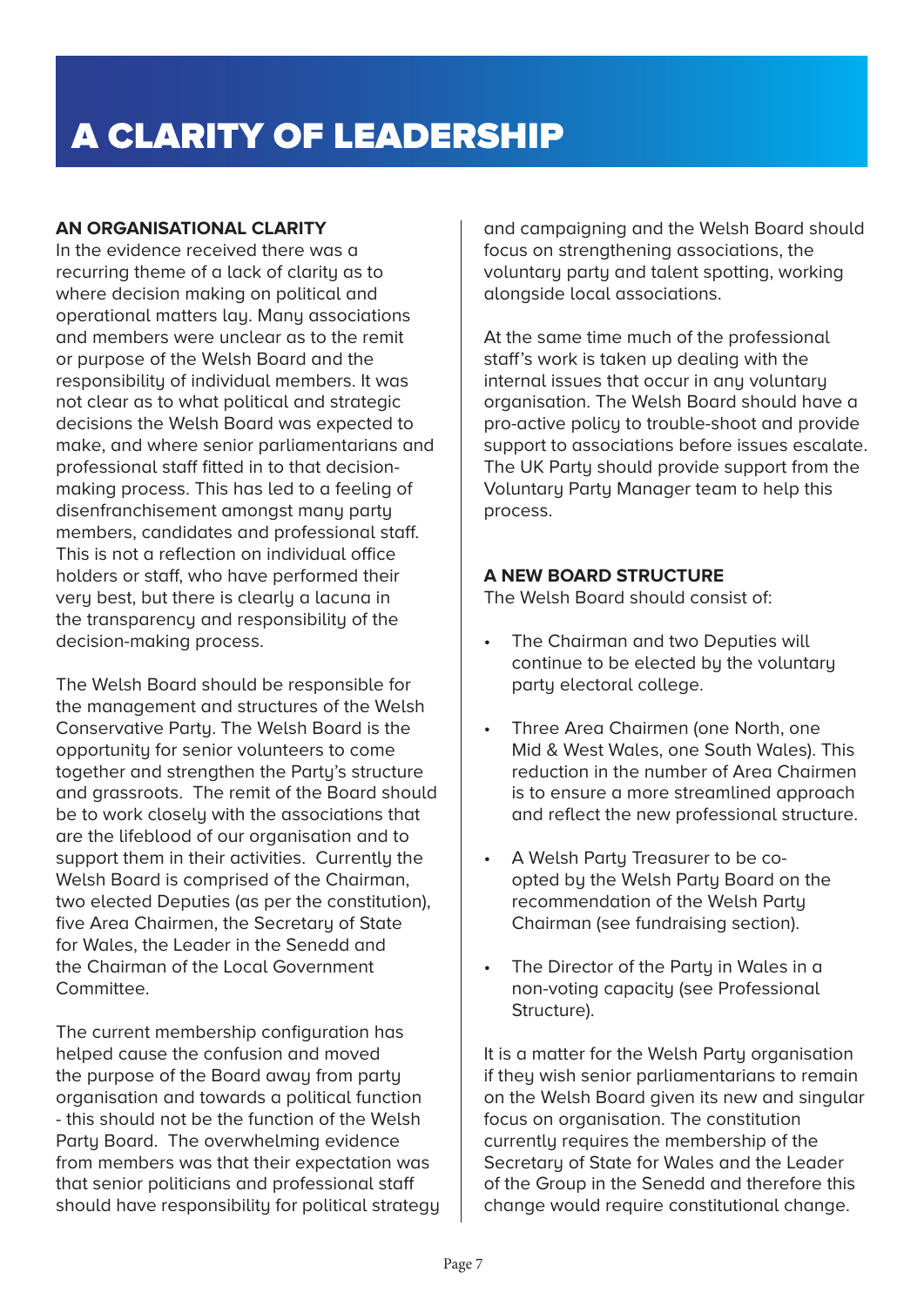# A CLARITY OF LEADERSHIP

### AN ORGANISATIONAL CLARITY

In the evidence received there was a recurring theme of a lack of clarity as to where decision making on political and operational matters lay. Many associations and members were unclear as to the remit or purpose of the Welsh Board and the responsibility of individual members. It was not clear as to what political and strategic decisions the Welsh Board was expected to make, and where senior parliamentarians and professional staff fitted in to that decision-making process. This has led to a feeling of disenfranchisement amongst many party members, candidates and professional staff. This is not a reflection on individual office holders or staff, who have performed their very best, but there is clearly a lacuna in the transparency and responsibility of the decision-making process.

The Welsh Board should be responsible for the management and structures of the Welsh Conservative Party. The Welsh Board is the opportunity for senior volunteers to come together and strengthen the Party's structure and grassroots. The remit of the Board should be to work closely with the associations that are the lifeblood of our organisation and to support them in their activities. Currently the Welsh Board is comprised of the Chairman, two elected Deputies (as per the constitution), five Area Chairmen, the Secretary of State for Wales, the Leader in the Senedd and the Chairman of the Local Government Committee.

The current membership configuration has helped cause the confusion and moved the purpose of the Board away from party organisation and towards a political function - this should not be the function of the Welsh Party Board. The overwhelming evidence from members was that their expectation was that senior politicians and professional staff should have responsibility for political strategy and campaigning and the Welsh Board should focus on strengthening associations, the voluntary party and talent spotting, working alongside local associations.

At the same time much of the professional staff's work is taken up dealing with the internal issues that occur in any voluntary organisation. The Welsh Board should have a pro-active policy to trouble-shoot and provide support to associations before issues escalate. The UK Party should provide support from the Voluntary Party Manager team to help this process.

### A NEW BOARD STRUCTURE

The Welsh Board should consist of:

- The Chairman and two Deputies will continue to be elected by the voluntary party electoral college.
- Three Area Chairmen (one North, one Mid & West Wales, one South Wales). This reduction in the number of Area Chairmen is to ensure a more streamlined approach and reflect the new professional structure.
- A Welsh Party Treasurer to be co-opted by the Welsh Party Board on the recommendation of the Welsh Party Chairman (see fundraising section).
- The Director of the Party in Wales in a non-voting capacity (see Professional Structure).

It is a matter for the Welsh Party organisation if they wish senior parliamentarians to remain on the Welsh Board given its new and singular focus on organisation. The constitution currently requires the membership of the Secretary of State for Wales and the Leader of the Group in the Senedd and therefore this change would require constitutional change.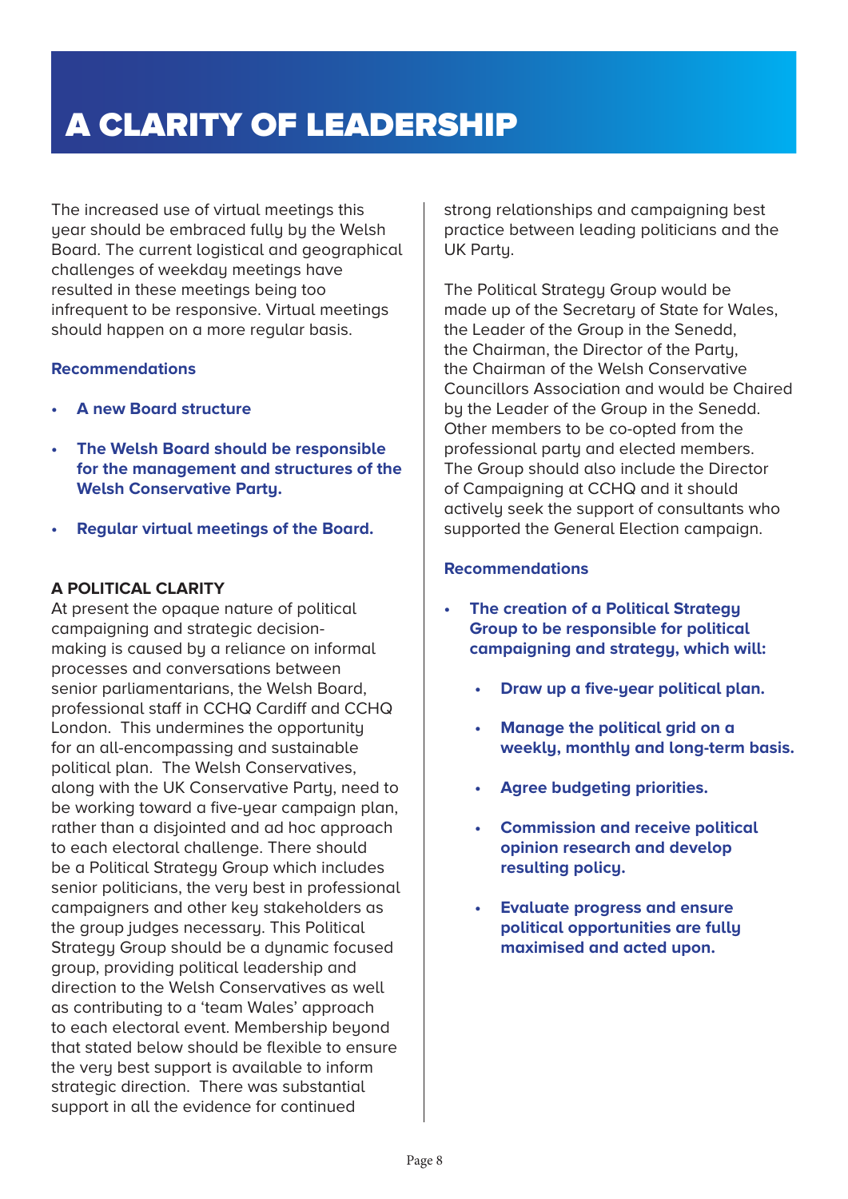# A CLARITY OF LEADERSHIP

The increased use of virtual meetings this year should be embraced fully by the Welsh Board. The current logistical and geographical challenges of weekday meetings have resulted in these meetings being too infrequent to be responsive. Virtual meetings should happen on a more regular basis.

**Recommendations**

- **A new Board structure**
- **The Welsh Board should be responsible for the management and structures of the Welsh Conservative Party.**
- **Regular virtual meetings of the Board.**

**A POLITICAL CLARITY**

At present the opaque nature of political campaigning and strategic decision-making is caused by a reliance on informal processes and conversations between senior parliamentarians, the Welsh Board, professional staff in CCHQ Cardiff and CCHQ London. This undermines the opportunity for an all-encompassing and sustainable political plan. The Welsh Conservatives, along with the UK Conservative Party, need to be working toward a five-year campaign plan, rather than a disjointed and ad hoc approach to each electoral challenge. There should be a Political Strategy Group which includes senior politicians, the very best in professional campaigners and other key stakeholders as the group judges necessary. This Political Strategy Group should be a dynamic focused group, providing political leadership and direction to the Welsh Conservatives as well as contributing to a 'team Wales' approach to each electoral event. Membership beyond that stated below should be flexible to ensure the very best support is available to inform strategic direction. There was substantial support in all the evidence for continued strong relationships and campaigning best practice between leading politicians and the UK Party.

The Political Strategy Group would be made up of the Secretary of State for Wales, the Leader of the Group in the Senedd, the Chairman, the Director of the Party, the Chairman of the Welsh Conservative Councillors Association and would be Chaired by the Leader of the Group in the Senedd. Other members to be co-opted from the professional party and elected members. The Group should also include the Director of Campaigning at CCHQ and it should actively seek the support of consultants who supported the General Election campaign.

**Recommendations**

- **The creation of a Political Strategy Group to be responsible for political campaigning and strategy, which will:**
  - **Draw up a five-year political plan.**
  - **Manage the political grid on a weekly, monthly and long-term basis.**
  - **Agree budgeting priorities.**
  - **Commission and receive political opinion research and develop resulting policy.**
  - **Evaluate progress and ensure political opportunities are fully maximised and acted upon.**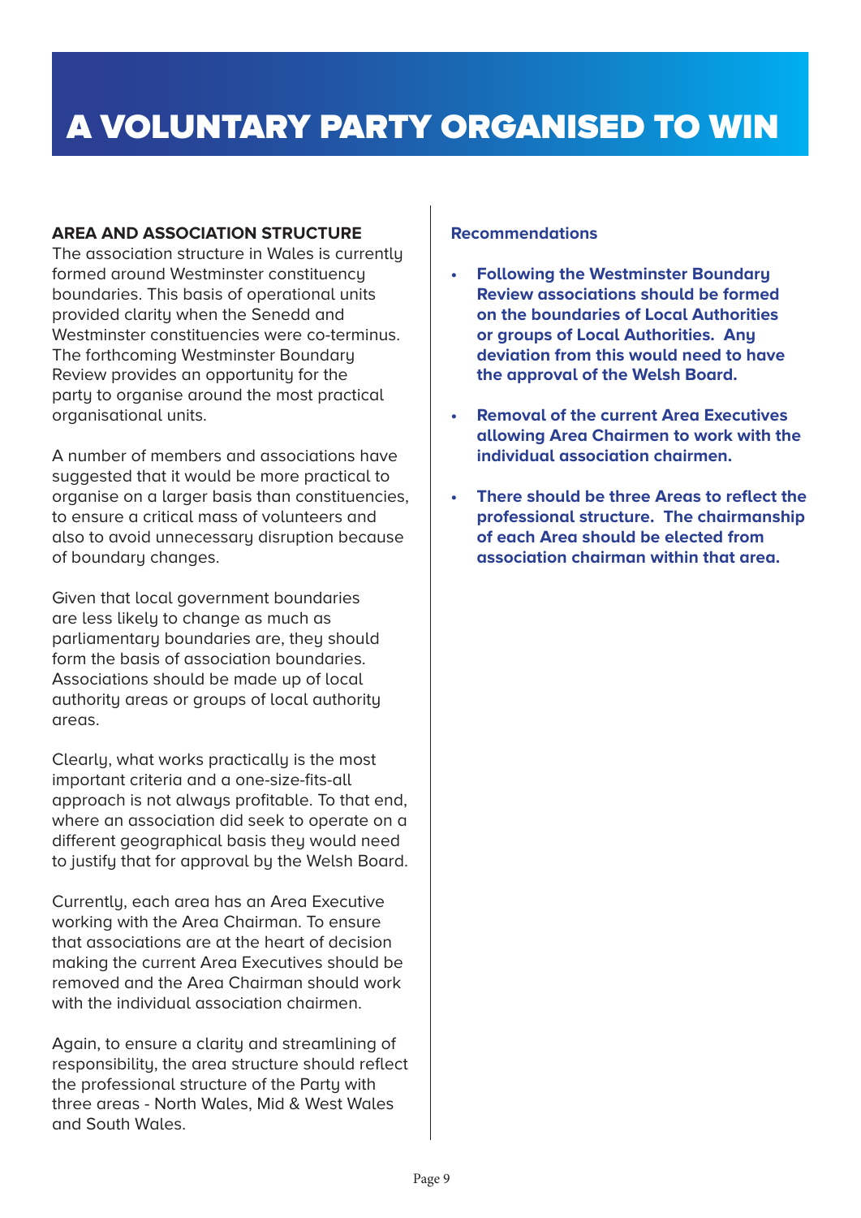# A VOLUNTARY PARTY ORGANISED TO WIN

## AREA AND ASSOCIATION STRUCTURE

The association structure in Wales is currently formed around Westminster constituency boundaries. This basis of operational units provided clarity when the Senedd and Westminster constituencies were co-terminus. The forthcoming Westminster Boundary Review provides an opportunity for the party to organise around the most practical organisational units.

A number of members and associations have suggested that it would be more practical to organise on a larger basis than constituencies, to ensure a critical mass of volunteers and also to avoid unnecessary disruption because of boundary changes.

Given that local government boundaries are less likely to change as much as parliamentary boundaries are, they should form the basis of association boundaries. Associations should be made up of local authority areas or groups of local authority areas.

Clearly, what works practically is the most important criteria and a one-size-fits-all approach is not always profitable. To that end, where an association did seek to operate on a different geographical basis they would need to justify that for approval by the Welsh Board.

Currently, each area has an Area Executive working with the Area Chairman. To ensure that associations are at the heart of decision making the current Area Executives should be removed and the Area Chairman should work with the individual association chairmen.

Again, to ensure a clarity and streamlining of responsibility, the area structure should reflect the professional structure of the Party with three areas - North Wales, Mid & West Wales and South Wales.

### Recommendations

- **Following the Westminster Boundary Review associations should be formed on the boundaries of Local Authorities or groups of Local Authorities. Any deviation from this would need to have the approval of the Welsh Board.**
- **Removal of the current Area Executives allowing Area Chairmen to work with the individual association chairmen.**
- **There should be three Areas to reflect the professional structure. The chairmanship of each Area should be elected from association chairman within that area.**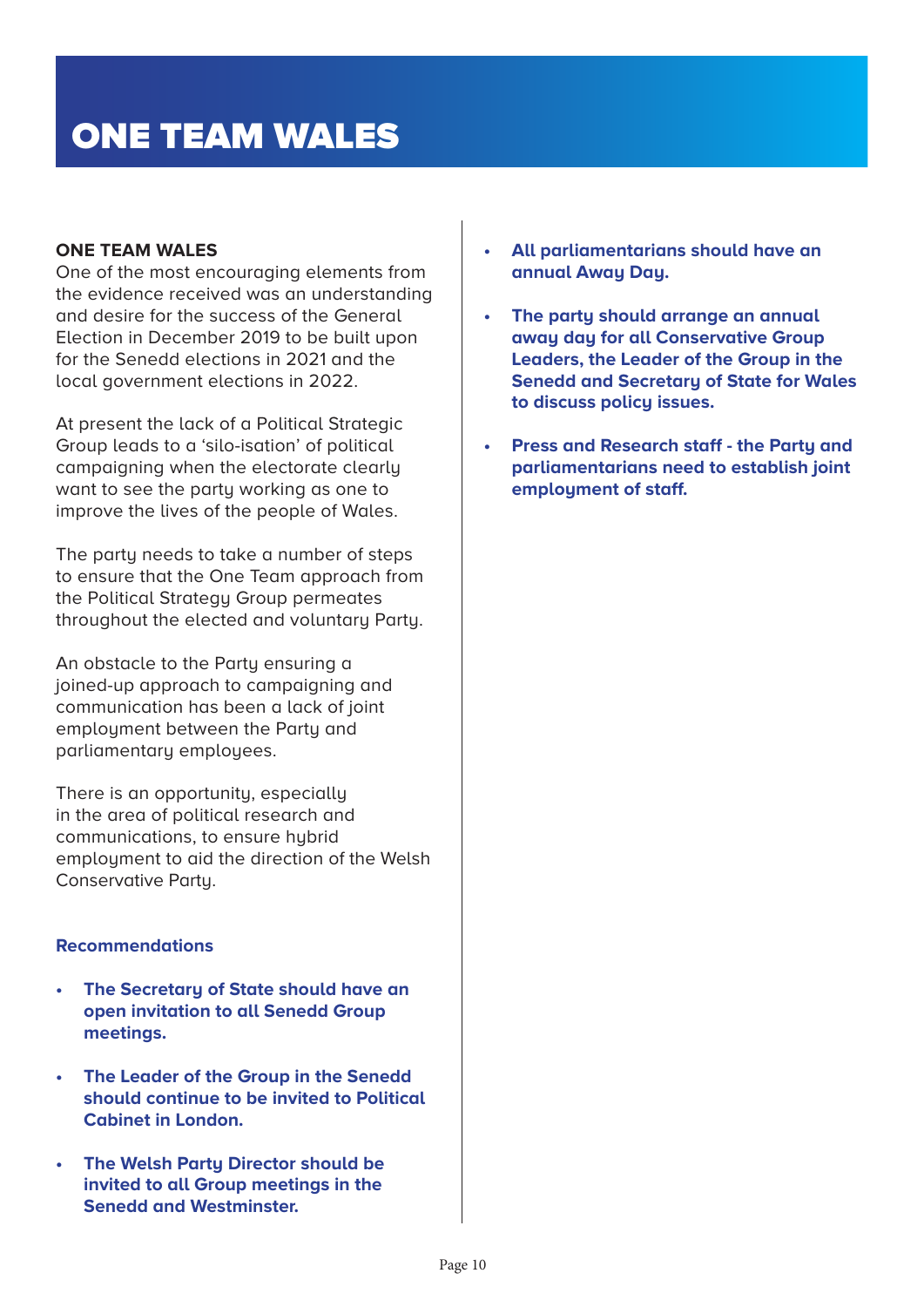# ONE TEAM WALES

**ONE TEAM WALES**

One of the most encouraging elements from the evidence received was an understanding and desire for the success of the General Election in December 2019 to be built upon for the Senedd elections in 2021 and the local government elections in 2022.

At present the lack of a Political Strategic Group leads to a 'silo-isation' of political campaigning when the electorate clearly want to see the party working as one to improve the lives of the people of Wales.

The party needs to take a number of steps to ensure that the One Team approach from the Political Strategy Group permeates throughout the elected and voluntary Party.

An obstacle to the Party ensuring a joined-up approach to campaigning and communication has been a lack of joint employment between the Party and parliamentary employees.

There is an opportunity, especially in the area of political research and communications, to ensure hybrid employment to aid the direction of the Welsh Conservative Party.

**Recommendations**

- **The Secretary of State should have an open invitation to all Senedd Group meetings.**
- **The Leader of the Group in the Senedd should continue to be invited to Political Cabinet in London.**
- **The Welsh Party Director should be invited to all Group meetings in the Senedd and Westminster.**
- **All parliamentarians should have an annual Away Day.**
- **The party should arrange an annual away day for all Conservative Group Leaders, the Leader of the Group in the Senedd and Secretary of State for Wales to discuss policy issues.**
- **Press and Research staff - the Party and parliamentarians need to establish joint employment of staff.**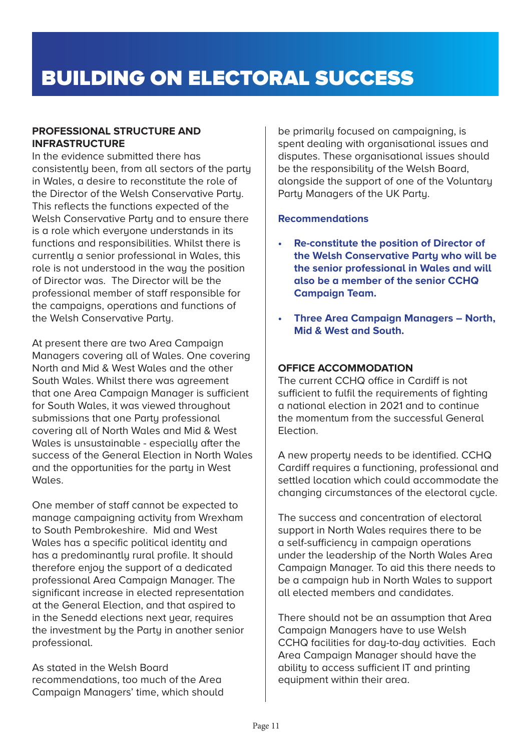# BUILDING ON ELECTORAL SUCCESS

### PROFESSIONAL STRUCTURE AND INFRASTRUCTURE

In the evidence submitted there has consistently been, from all sectors of the party in Wales, a desire to reconstitute the role of the Director of the Welsh Conservative Party. This reflects the functions expected of the Welsh Conservative Party and to ensure there is a role which everyone understands in its functions and responsibilities. Whilst there is currently a senior professional in Wales, this role is not understood in the way the position of Director was. The Director will be the professional member of staff responsible for the campaigns, operations and functions of the Welsh Conservative Party.

At present there are two Area Campaign Managers covering all of Wales. One covering North and Mid & West Wales and the other South Wales. Whilst there was agreement that one Area Campaign Manager is sufficient for South Wales, it was viewed throughout submissions that one Party professional covering all of North Wales and Mid & West Wales is unsustainable - especially after the success of the General Election in North Wales and the opportunities for the party in West Wales.

One member of staff cannot be expected to manage campaigning activity from Wrexham to South Pembrokeshire. Mid and West Wales has a specific political identity and has a predominantly rural profile. It should therefore enjoy the support of a dedicated professional Area Campaign Manager. The significant increase in elected representation at the General Election, and that aspired to in the Senedd elections next year, requires the investment by the Party in another senior professional.

As stated in the Welsh Board recommendations, too much of the Area Campaign Managers' time, which should be primarily focused on campaigning, is spent dealing with organisational issues and disputes. These organisational issues should be the responsibility of the Welsh Board, alongside the support of one of the Voluntary Party Managers of the UK Party.

**Recommendations**

- **Re-constitute the position of Director of the Welsh Conservative Party who will be the senior professional in Wales and will also be a member of the senior CCHQ Campaign Team.**
- **Three Area Campaign Managers – North, Mid & West and South.**

### OFFICE ACCOMMODATION

The current CCHQ office in Cardiff is not sufficient to fulfil the requirements of fighting a national election in 2021 and to continue the momentum from the successful General Election.

A new property needs to be identified. CCHQ Cardiff requires a functioning, professional and settled location which could accommodate the changing circumstances of the electoral cycle.

The success and concentration of electoral support in North Wales requires there to be a self-sufficiency in campaign operations under the leadership of the North Wales Area Campaign Manager. To aid this there needs to be a campaign hub in North Wales to support all elected members and candidates.

There should not be an assumption that Area Campaign Managers have to use Welsh CCHQ facilities for day-to-day activities. Each Area Campaign Manager should have the ability to access sufficient IT and printing equipment within their area.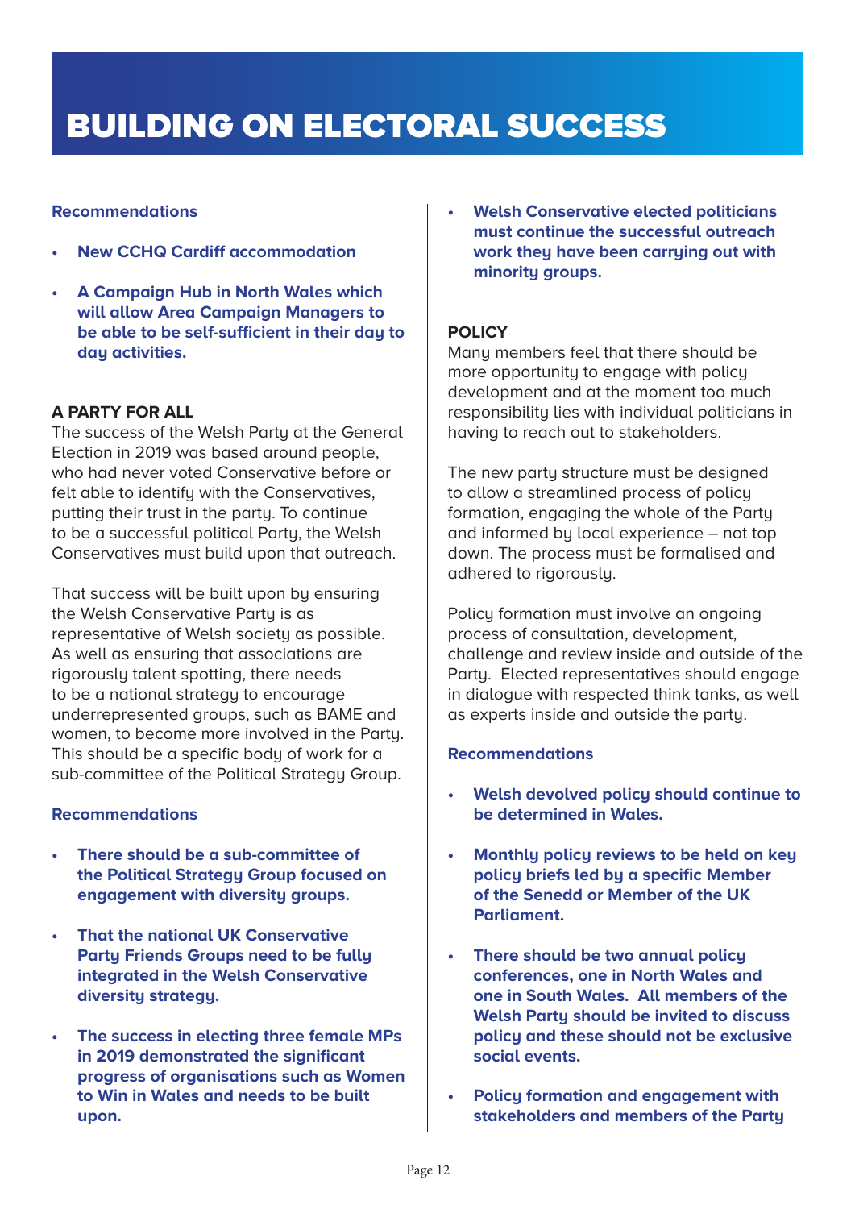# BUILDING ON ELECTORAL SUCCESS

**Recommendations**

- **New CCHQ Cardiff accommodation**
- **A Campaign Hub in North Wales which will allow Area Campaign Managers to be able to be self-sufficient in their day to day activities.**

**A PARTY FOR ALL**

The success of the Welsh Party at the General Election in 2019 was based around people, who had never voted Conservative before or felt able to identify with the Conservatives, putting their trust in the party. To continue to be a successful political Party, the Welsh Conservatives must build upon that outreach.

That success will be built upon by ensuring the Welsh Conservative Party is as representative of Welsh society as possible. As well as ensuring that associations are rigorously talent spotting, there needs to be a national strategy to encourage underrepresented groups, such as BAME and women, to become more involved in the Party. This should be a specific body of work for a sub-committee of the Political Strategy Group.

**Recommendations**

- **There should be a sub-committee of the Political Strategy Group focused on engagement with diversity groups.**
- **That the national UK Conservative Party Friends Groups need to be fully integrated in the Welsh Conservative diversity strategy.**
- **The success in electing three female MPs in 2019 demonstrated the significant progress of organisations such as Women to Win in Wales and needs to be built upon.**
- **Welsh Conservative elected politicians must continue the successful outreach work they have been carrying out with minority groups.**

**POLICY**

Many members feel that there should be more opportunity to engage with policy development and at the moment too much responsibility lies with individual politicians in having to reach out to stakeholders.

The new party structure must be designed to allow a streamlined process of policy formation, engaging the whole of the Party and informed by local experience – not top down. The process must be formalised and adhered to rigorously.

Policy formation must involve an ongoing process of consultation, development, challenge and review inside and outside of the Party. Elected representatives should engage in dialogue with respected think tanks, as well as experts inside and outside the party.

**Recommendations**

- **Welsh devolved policy should continue to be determined in Wales.**
- **Monthly policy reviews to be held on key policy briefs led by a specific Member of the Senedd or Member of the UK Parliament.**
- **There should be two annual policy conferences, one in North Wales and one in South Wales. All members of the Welsh Party should be invited to discuss policy and these should not be exclusive social events.**
- **Policy formation and engagement with stakeholders and members of the Party**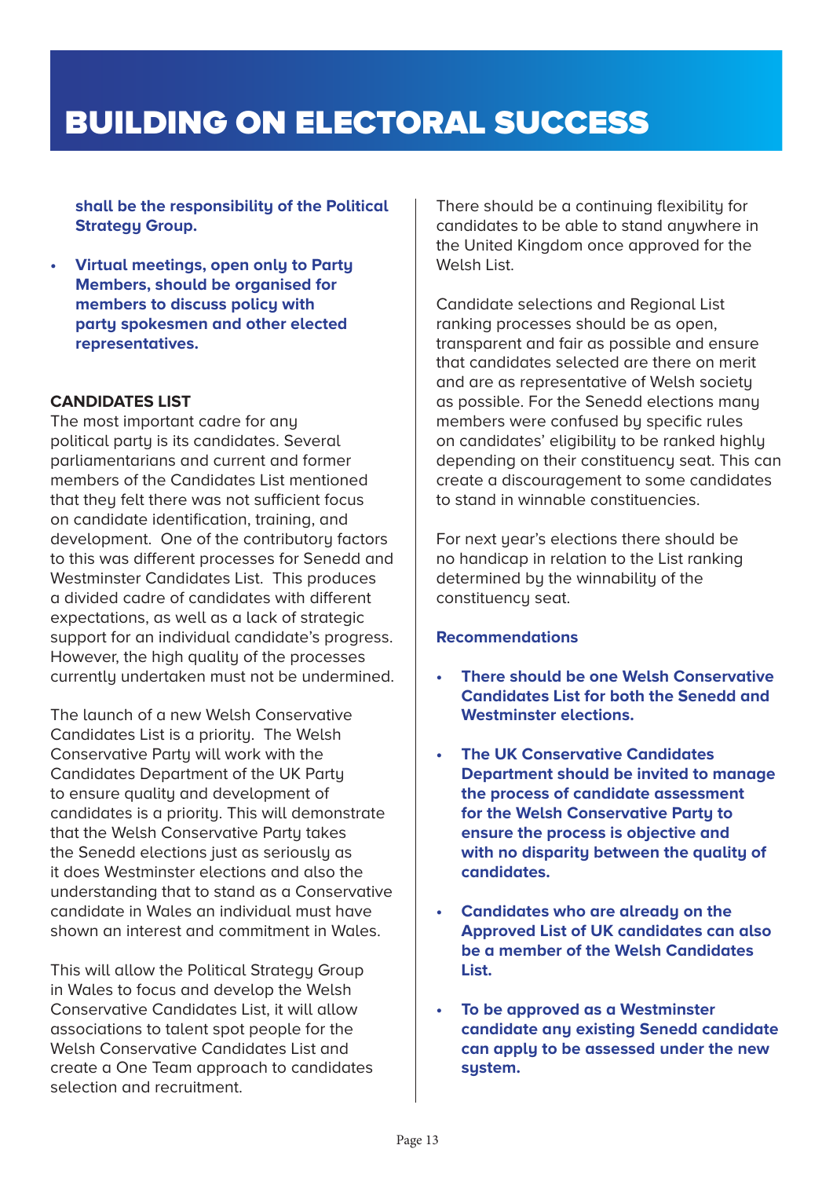**shall be the responsibility of the Political Strategy Group.**

- **Virtual meetings, open only to Party Members, should be organised for members to discuss policy with party spokesmen and other elected representatives.**

**CANDIDATES LIST**

The most important cadre for any political party is its candidates. Several parliamentarians and current and former members of the Candidates List mentioned that they felt there was not sufficient focus on candidate identification, training, and development. One of the contributory factors to this was different processes for Senedd and Westminster Candidates List. This produces a divided cadre of candidates with different expectations, as well as a lack of strategic support for an individual candidate's progress. However, the high quality of the processes currently undertaken must not be undermined.

The launch of a new Welsh Conservative Candidates List is a priority. The Welsh Conservative Party will work with the Candidates Department of the UK Party to ensure quality and development of candidates is a priority. This will demonstrate that the Welsh Conservative Party takes the Senedd elections just as seriously as it does Westminster elections and also the understanding that to stand as a Conservative candidate in Wales an individual must have shown an interest and commitment in Wales.

This will allow the Political Strategy Group in Wales to focus and develop the Welsh Conservative Candidates List, it will allow associations to talent spot people for the Welsh Conservative Candidates List and create a One Team approach to candidates selection and recruitment.

There should be a continuing flexibility for candidates to be able to stand anywhere in the United Kingdom once approved for the Welsh List.

Candidate selections and Regional List ranking processes should be as open, transparent and fair as possible and ensure that candidates selected are there on merit and are as representative of Welsh society as possible. For the Senedd elections many members were confused by specific rules on candidates' eligibility to be ranked highly depending on their constituency seat. This can create a discouragement to some candidates to stand in winnable constituencies.

For next year's elections there should be no handicap in relation to the List ranking determined by the winnability of the constituency seat.

**Recommendations**

- **There should be one Welsh Conservative Candidates List for both the Senedd and Westminster elections.**
- **The UK Conservative Candidates Department should be invited to manage the process of candidate assessment for the Welsh Conservative Party to ensure the process is objective and with no disparity between the quality of candidates.**
- **Candidates who are already on the Approved List of UK candidates can also be a member of the Welsh Candidates List.**
- **To be approved as a Westminster candidate any existing Senedd candidate can apply to be assessed under the new system.**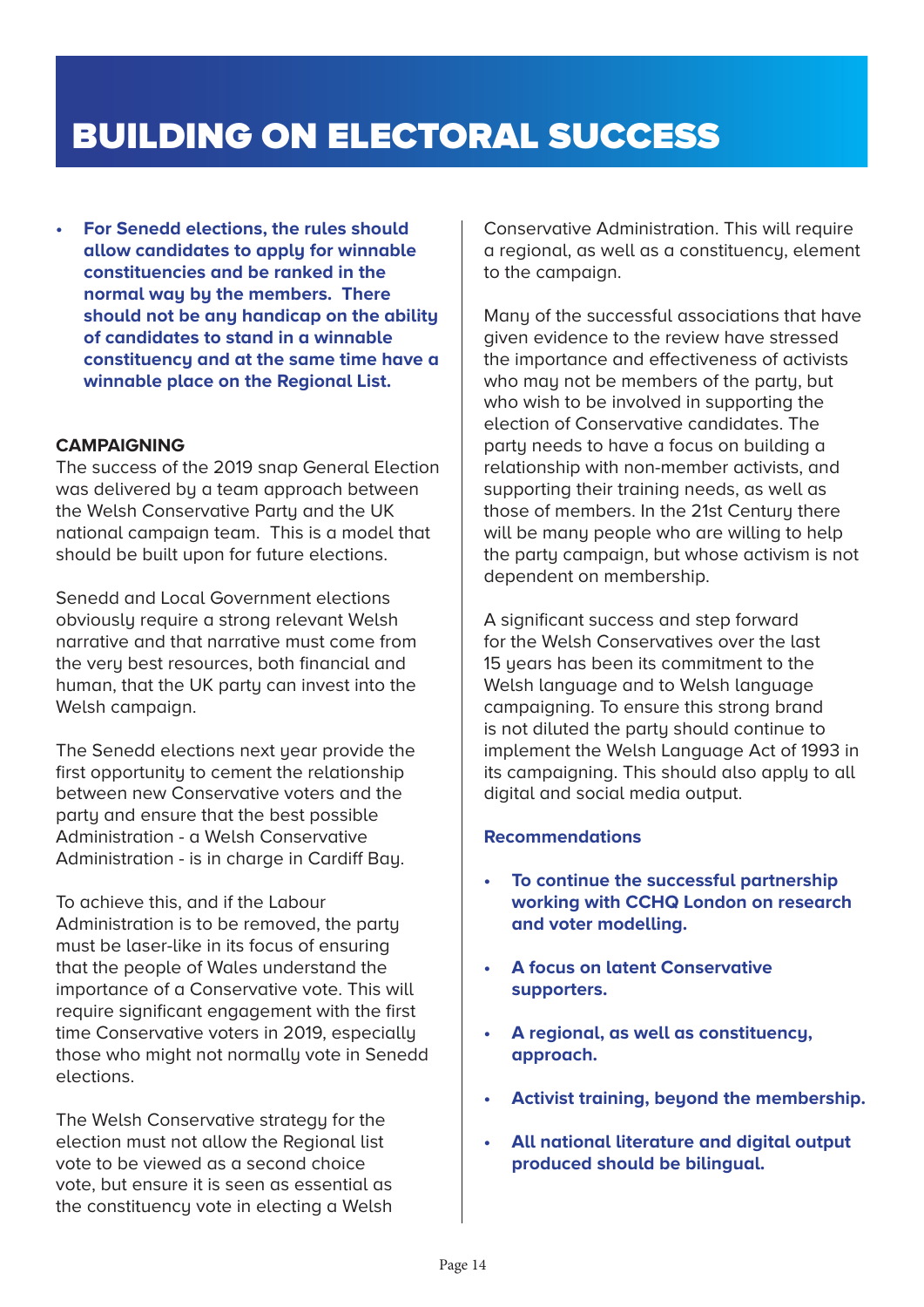# BUILDING ON ELECTORAL SUCCESS

- **For Senedd elections, the rules should allow candidates to apply for winnable constituencies and be ranked in the normal way by the members. There should not be any handicap on the ability of candidates to stand in a winnable constituency and at the same time have a winnable place on the Regional List.**

**CAMPAIGNING**

The success of the 2019 snap General Election was delivered by a team approach between the Welsh Conservative Party and the UK national campaign team. This is a model that should be built upon for future elections.

Senedd and Local Government elections obviously require a strong relevant Welsh narrative and that narrative must come from the very best resources, both financial and human, that the UK party can invest into the Welsh campaign.

The Senedd elections next year provide the first opportunity to cement the relationship between new Conservative voters and the party and ensure that the best possible Administration - a Welsh Conservative Administration - is in charge in Cardiff Bay.

To achieve this, and if the Labour Administration is to be removed, the party must be laser-like in its focus of ensuring that the people of Wales understand the importance of a Conservative vote. This will require significant engagement with the first time Conservative voters in 2019, especially those who might not normally vote in Senedd elections.

The Welsh Conservative strategy for the election must not allow the Regional list vote to be viewed as a second choice vote, but ensure it is seen as essential as the constituency vote in electing a Welsh Conservative Administration. This will require a regional, as well as a constituency, element to the campaign.

Many of the successful associations that have given evidence to the review have stressed the importance and effectiveness of activists who may not be members of the party, but who wish to be involved in supporting the election of Conservative candidates. The party needs to have a focus on building a relationship with non-member activists, and supporting their training needs, as well as those of members. In the 21st Century there will be many people who are willing to help the party campaign, but whose activism is not dependent on membership.

A significant success and step forward for the Welsh Conservatives over the last 15 years has been its commitment to the Welsh language and to Welsh language campaigning. To ensure this strong brand is not diluted the party should continue to implement the Welsh Language Act of 1993 in its campaigning. This should also apply to all digital and social media output.

**Recommendations**

- **To continue the successful partnership working with CCHQ London on research and voter modelling.**
- **A focus on latent Conservative supporters.**
- **A regional, as well as constituency, approach.**
- **Activist training, beyond the membership.**
- **All national literature and digital output produced should be bilingual.**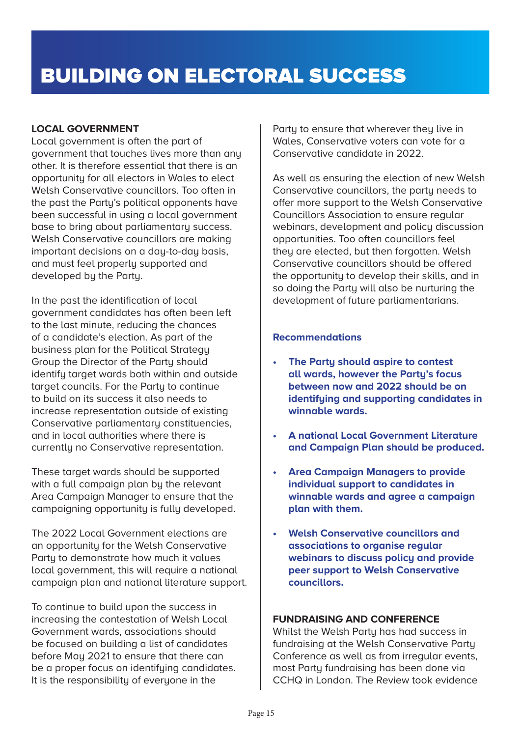# BUILDING ON ELECTORAL SUCCESS

## LOCAL GOVERNMENT

Local government is often the part of government that touches lives more than any other. It is therefore essential that there is an opportunity for all electors in Wales to elect Welsh Conservative councillors. Too often in the past the Party's political opponents have been successful in using a local government base to bring about parliamentary success. Welsh Conservative councillors are making important decisions on a day-to-day basis, and must feel properly supported and developed by the Party.

In the past the identification of local government candidates has often been left to the last minute, reducing the chances of a candidate's election. As part of the business plan for the Political Strategy Group the Director of the Party should identify target wards both within and outside target councils. For the Party to continue to build on its success it also needs to increase representation outside of existing Conservative parliamentary constituencies, and in local authorities where there is currently no Conservative representation.

These target wards should be supported with a full campaign plan by the relevant Area Campaign Manager to ensure that the campaigning opportunity is fully developed.

The 2022 Local Government elections are an opportunity for the Welsh Conservative Party to demonstrate how much it values local government, this will require a national campaign plan and national literature support.

To continue to build upon the success in increasing the contestation of Welsh Local Government wards, associations should be focused on building a list of candidates before May 2021 to ensure that there can be a proper focus on identifying candidates. It is the responsibility of everyone in the Party to ensure that wherever they live in Wales, Conservative voters can vote for a Conservative candidate in 2022.

As well as ensuring the election of new Welsh Conservative councillors, the party needs to offer more support to the Welsh Conservative Councillors Association to ensure regular webinars, development and policy discussion opportunities. Too often councillors feel they are elected, but then forgotten. Welsh Conservative councillors should be offered the opportunity to develop their skills, and in so doing the Party will also be nurturing the development of future parliamentarians.

### Recommendations

- **The Party should aspire to contest all wards, however the Party's focus between now and 2022 should be on identifying and supporting candidates in winnable wards.**
- **A national Local Government Literature and Campaign Plan should be produced.**
- **Area Campaign Managers to provide individual support to candidates in winnable wards and agree a campaign plan with them.**
- **Welsh Conservative councillors and associations to organise regular webinars to discuss policy and provide peer support to Welsh Conservative councillors.**

## FUNDRAISING AND CONFERENCE

Whilst the Welsh Party has had success in fundraising at the Welsh Conservative Party Conference as well as from irregular events, most Party fundraising has been done via CCHQ in London. The Review took evidence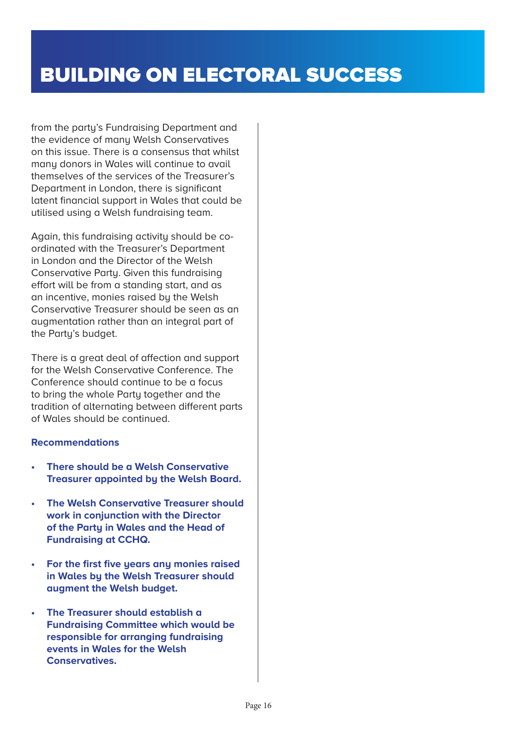# BUILDING ON ELECTORAL SUCCESS

from the party's Fundraising Department and the evidence of many Welsh Conservatives on this issue. There is a consensus that whilst many donors in Wales will continue to avail themselves of the services of the Treasurer's Department in London, there is significant latent financial support in Wales that could be utilised using a Welsh fundraising team.

Again, this fundraising activity should be co-ordinated with the Treasurer's Department in London and the Director of the Welsh Conservative Party. Given this fundraising effort will be from a standing start, and as an incentive, monies raised by the Welsh Conservative Treasurer should be seen as an augmentation rather than an integral part of the Party's budget.

There is a great deal of affection and support for the Welsh Conservative Conference. The Conference should continue to be a focus to bring the whole Party together and the tradition of alternating between different parts of Wales should be continued.

**Recommendations**

- **There should be a Welsh Conservative Treasurer appointed by the Welsh Board.**
- **The Welsh Conservative Treasurer should work in conjunction with the Director of the Party in Wales and the Head of Fundraising at CCHQ.**
- **For the first five years any monies raised in Wales by the Welsh Treasurer should augment the Welsh budget.**
- **The Treasurer should establish a Fundraising Committee which would be responsible for arranging fundraising events in Wales for the Welsh Conservatives.**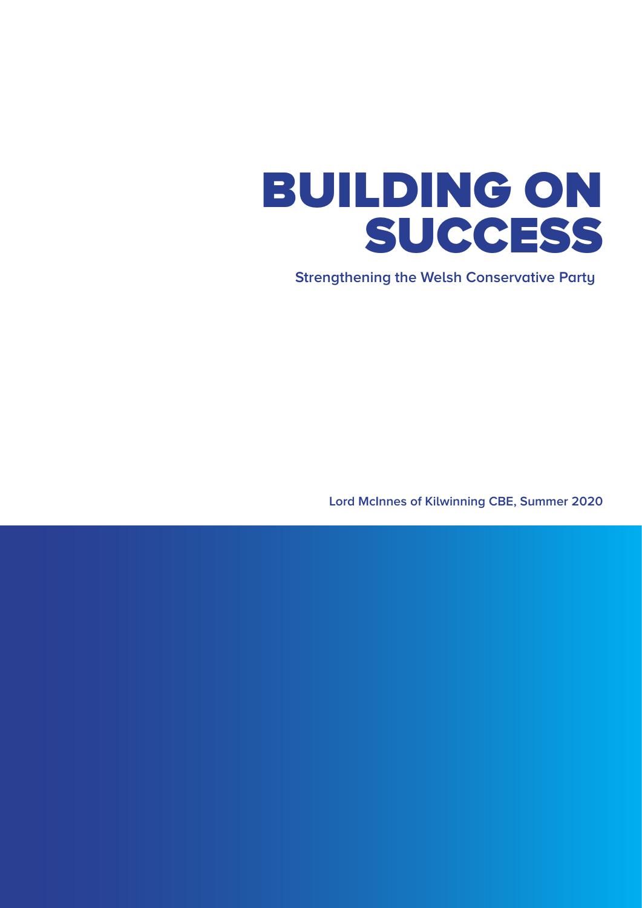# BUILDING ON SUCCESS

**Strengthening the Welsh Conservative Party**

**Lord McInnes of Kilwinning CBE, Summer 2020**